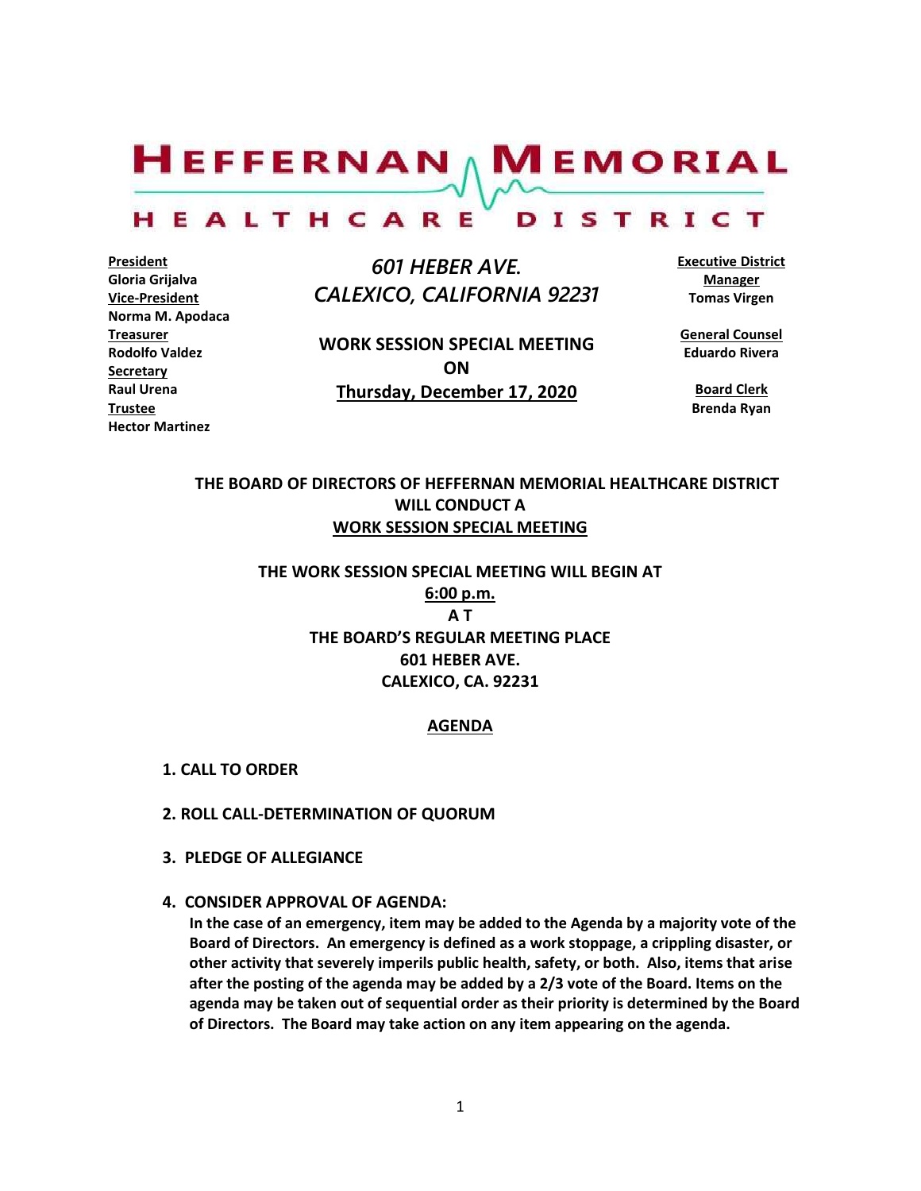# HEFFERNAN MEMORIAL HEALTHCARE DISTRICT

**President**
**Gloria Grijalva**
**Vice-President**
**Norma M. Apodaca**
**Treasurer**
**Rodolfo Valdez**
**Secretary**
**Raul Urena**
**Trustee**
**Hector Martinez**

*601 HEBER AVE.*
*CALEXICO, CALIFORNIA 92231*

**WORK SESSION SPECIAL MEETING**
**ON**
**Thursday, December 17, 2020**

**Executive District Manager**
**Tomas Virgen**

**General Counsel**
**Eduardo Rivera**

**Board Clerk**
**Brenda Ryan**

**THE BOARD OF DIRECTORS OF HEFFERNAN MEMORIAL HEALTHCARE DISTRICT WILL CONDUCT A**
**WORK SESSION SPECIAL MEETING**

**THE WORK SESSION SPECIAL MEETING WILL BEGIN AT**
**6:00 p.m.**
**A T**
**THE BOARD'S REGULAR MEETING PLACE**
**601 HEBER AVE.**
**CALEXICO, CA. 92231**

## AGENDA

**1. CALL TO ORDER**

**2. ROLL CALL-DETERMINATION OF QUORUM**

**3. PLEDGE OF ALLEGIANCE**

**4. CONSIDER APPROVAL OF AGENDA:**
**In the case of an emergency, item may be added to the Agenda by a majority vote of the Board of Directors. An emergency is defined as a work stoppage, a crippling disaster, or other activity that severely imperils public health, safety, or both. Also, items that arise after the posting of the agenda may be added by a 2/3 vote of the Board. Items on the agenda may be taken out of sequential order as their priority is determined by the Board of Directors. The Board may take action on any item appearing on the agenda.**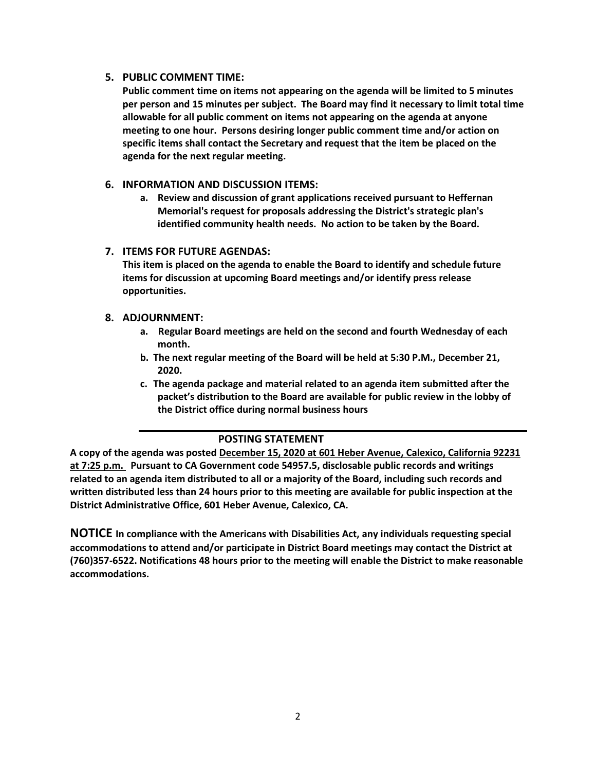5. **PUBLIC COMMENT TIME:**

   **Public comment time on items not appearing on the agenda will be limited to 5 minutes per person and 15 minutes per subject. The Board may find it necessary to limit total time allowable for all public comment on items not appearing on the agenda at anyone meeting to one hour. Persons desiring longer public comment time and/or action on specific items shall contact the Secretary and request that the item be placed on the agenda for the next regular meeting.**

6. **INFORMATION AND DISCUSSION ITEMS:**
   a. **Review and discussion of grant applications received pursuant to Heffernan Memorial's request for proposals addressing the District's strategic plan's identified community health needs. No action to be taken by the Board.**

7. **ITEMS FOR FUTURE AGENDAS:**

   **This item is placed on the agenda to enable the Board to identify and schedule future items for discussion at upcoming Board meetings and/or identify press release opportunities.**

8. **ADJOURNMENT:**
   a. **Regular Board meetings are held on the second and fourth Wednesday of each month.**
   b. **The next regular meeting of the Board will be held at 5:30 P.M., December 21, 2020.**
   c. **The agenda package and material related to an agenda item submitted after the packet's distribution to the Board are available for public review in the lobby of the District office during normal business hours**

---

**POSTING STATEMENT**

**A copy of the agenda was posted <u>December 15, 2020 at 601 Heber Avenue, Calexico, California 92231 at 7:25 p.m.</u> Pursuant to CA Government code 54957.5, disclosable public records and writings related to an agenda item distributed to all or a majority of the Board, including such records and written distributed less than 24 hours prior to this meeting are available for public inspection at the District Administrative Office, 601 Heber Avenue, Calexico, CA.**

**NOTICE In compliance with the Americans with Disabilities Act, any individuals requesting special accommodations to attend and/or participate in District Board meetings may contact the District at (760)357-6522. Notifications 48 hours prior to the meeting will enable the District to make reasonable accommodations.**